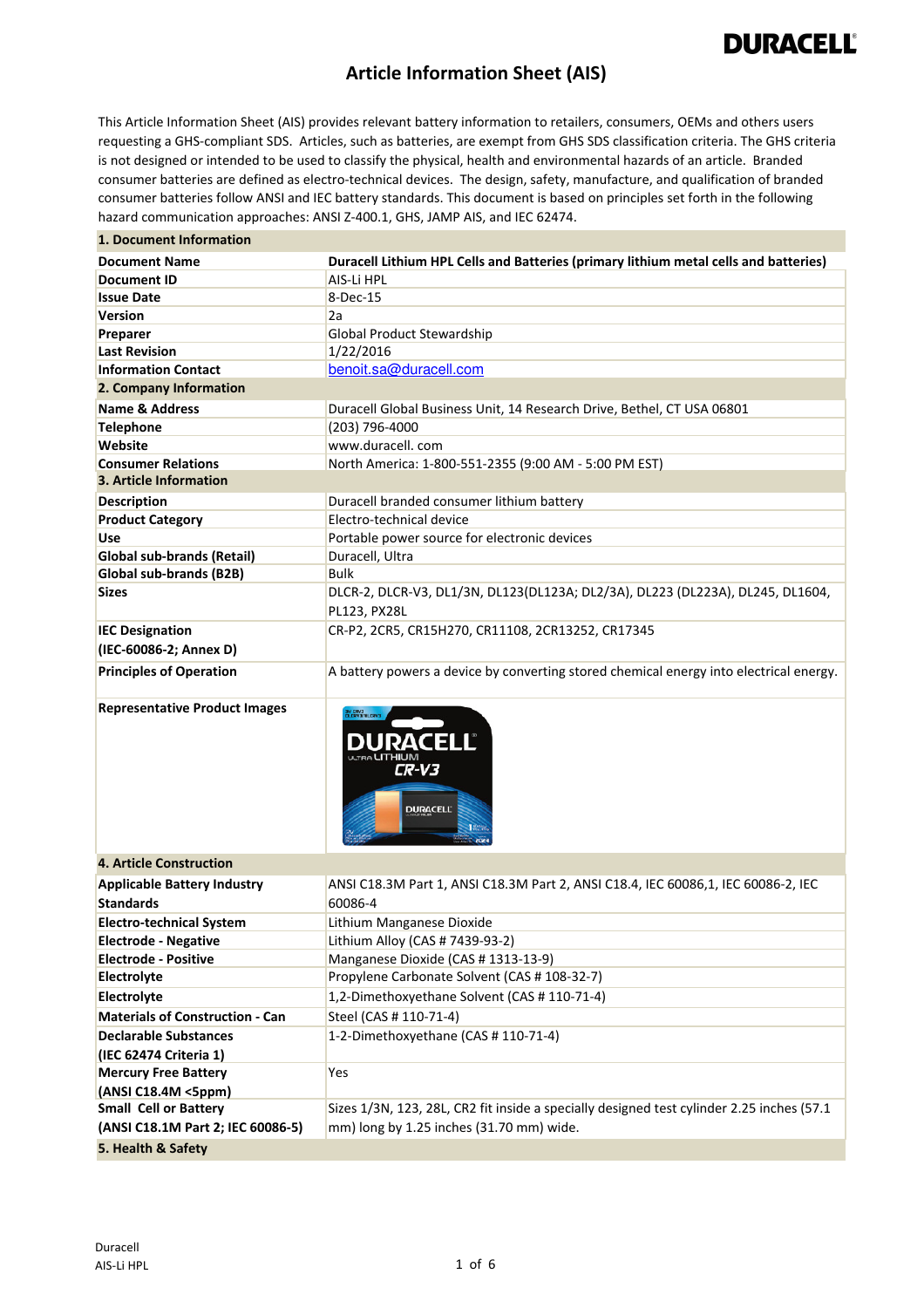DURACELL

# Article Information Sheet (AIS)

This Article Information Sheet (AIS) provides relevant battery information to retailers, consumers, OEMs and others users requesting a GHS-compliant SDS. Articles, such as batteries, are exempt from GHS SDS classification criteria. The GHS criteria is not designed or intended to be used to classify the physical, health and environmental hazards of an article. Branded consumer batteries are defined as electro-technical devices. The design, safety, manufacture, and qualification of branded consumer batteries follow ANSI and IEC battery standards. This document is based on principles set forth in the following hazard communication approaches: ANSI Z-400.1, GHS, JAMP AIS, and IEC 62474.

| **1. Document Information** | |
|---|---|
| **Document Name** | **Duracell Lithium HPL Cells and Batteries (primary lithium metal cells and batteries)** |
| **Document ID** | AIS-Li HPL |
| **Issue Date** | 8-Dec-15 |
| **Version** | 2a |
| **Preparer** | Global Product Stewardship |
| **Last Revision** | 1/22/2016 |
| **Information Contact** | benoit.sa@duracell.com |
| **2. Company Information** | |
| **Name & Address** | Duracell Global Business Unit, 14 Research Drive, Bethel, CT USA 06801 |
| **Telephone** | (203) 796-4000 |
| **Website** | www.duracell. com |
| **Consumer Relations** | North America: 1-800-551-2355 (9:00 AM - 5:00 PM EST) |
| **3. Article Information** | |
| **Description** | Duracell branded consumer lithium battery |
| **Product Category** | Electro-technical device |
| **Use** | Portable power source for electronic devices |
| **Global sub-brands (Retail)** | Duracell, Ultra |
| **Global sub-brands (B2B)** | Bulk |
| **Sizes** | DLCR-2, DLCR-V3, DL1/3N, DL123(DL123A; DL2/3A), DL223 (DL223A), DL245, DL1604, PL123, PX28L |
| **IEC Designation (IEC-60086-2; Annex D)** | CR-P2, 2CR5, CR15H270, CR11108, 2CR13252, CR17345 |
| **Principles of Operation** | A battery powers a device by converting stored chemical energy into electrical energy. |
| **Representative Product Images** | |
| **4. Article Construction** | |
| **Applicable Battery Industry Standards** | ANSI C18.3M Part 1, ANSI C18.3M Part 2, ANSI C18.4, IEC 60086,1, IEC 60086-2, IEC 60086-4 |
| **Electro-technical System** | Lithium Manganese Dioxide |
| **Electrode - Negative** | Lithium Alloy (CAS # 7439-93-2) |
| **Electrode - Positive** | Manganese Dioxide (CAS # 1313-13-9) |
| **Electrolyte** | Propylene Carbonate Solvent (CAS # 108-32-7) |
| **Electrolyte** | 1,2-Dimethoxyethane Solvent (CAS # 110-71-4) |
| **Materials of Construction - Can** | Steel (CAS # 110-71-4) |
| **Declarable Substances (IEC 62474 Criteria 1)** | 1-2-Dimethoxyethane (CAS # 110-71-4) |
| **Mercury Free Battery (ANSI C18.4M <5ppm)** | Yes |
| **Small Cell or Battery (ANSI C18.1M Part 2; IEC 60086-5)** | Sizes 1/3N, 123, 28L, CR2 fit inside a specially designed test cylinder 2.25 inches (57.1 mm) long by 1.25 inches (31.70 mm) wide. |
| **5. Health & Safety** | |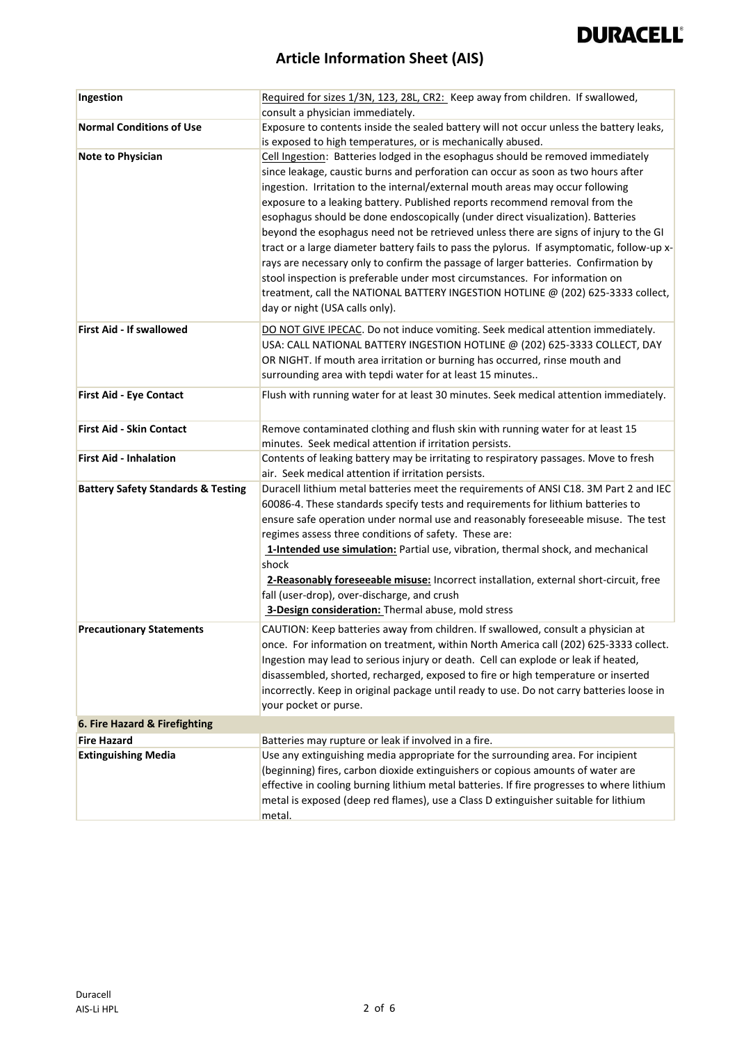| | |
|---|---|
| **Ingestion** | Required for sizes 1/3N, 123, 28L, CR2: Keep away from children. If swallowed, consult a physician immediately. |
| **Normal Conditions of Use** | Exposure to contents inside the sealed battery will not occur unless the battery leaks, is exposed to high temperatures, or is mechanically abused. |
| **Note to Physician** | Cell Ingestion: Batteries lodged in the esophagus should be removed immediately since leakage, caustic burns and perforation can occur as soon as two hours after ingestion. Irritation to the internal/external mouth areas may occur following exposure to a leaking battery. Published reports recommend removal from the esophagus should be done endoscopically (under direct visualization). Batteries beyond the esophagus need not be retrieved unless there are signs of injury to the GI tract or a large diameter battery fails to pass the pylorus. If asymptomatic, follow-up x-rays are necessary only to confirm the passage of larger batteries. Confirmation by stool inspection is preferable under most circumstances. For information on treatment, call the NATIONAL BATTERY INGESTION HOTLINE @ (202) 625-3333 collect, day or night (USA calls only). |
| **First Aid - If swallowed** | DO NOT GIVE IPECAC. Do not induce vomiting. Seek medical attention immediately. USA: CALL NATIONAL BATTERY INGESTION HOTLINE @ (202) 625-3333 COLLECT, DAY OR NIGHT. If mouth area irritation or burning has occurred, rinse mouth and surrounding area with tepdi water for at least 15 minutes.. |
| **First Aid - Eye Contact** | Flush with running water for at least 30 minutes. Seek medical attention immediately. |
| **First Aid - Skin Contact** | Remove contaminated clothing and flush skin with running water for at least 15 minutes. Seek medical attention if irritation persists. |
| **First Aid - Inhalation** | Contents of leaking battery may be irritating to respiratory passages. Move to fresh air. Seek medical attention if irritation persists. |
| **Battery Safety Standards & Testing** | Duracell lithium metal batteries meet the requirements of ANSI C18. 3M Part 2 and IEC 60086-4. These standards specify tests and requirements for lithium batteries to ensure safe operation under normal use and reasonably foreseeable misuse. The test regimes assess three conditions of safety. These are:<br>**1-Intended use simulation:** Partial use, vibration, thermal shock, and mechanical shock<br>**2-Reasonably foreseeable misuse:** Incorrect installation, external short-circuit, free fall (user-drop), over-discharge, and crush<br>**3-Design consideration:** Thermal abuse, mold stress |
| **Precautionary Statements** | CAUTION: Keep batteries away from children. If swallowed, consult a physician at once. For information on treatment, within North America call (202) 625-3333 collect. Ingestion may lead to serious injury or death. Cell can explode or leak if heated, disassembled, shorted, recharged, exposed to fire or high temperature or inserted incorrectly. Keep in original package until ready to use. Do not carry batteries loose in your pocket or purse. |
| **6. Fire Hazard & Firefighting** | |
| **Fire Hazard** | Batteries may rupture or leak if involved in a fire. |
| **Extinguishing Media** | Use any extinguishing media appropriate for the surrounding area. For incipient (beginning) fires, carbon dioxide extinguishers or copious amounts of water are effective in cooling burning lithium metal batteries. If fire progresses to where lithium metal is exposed (deep red flames), use a Class D extinguisher suitable for lithium metal. |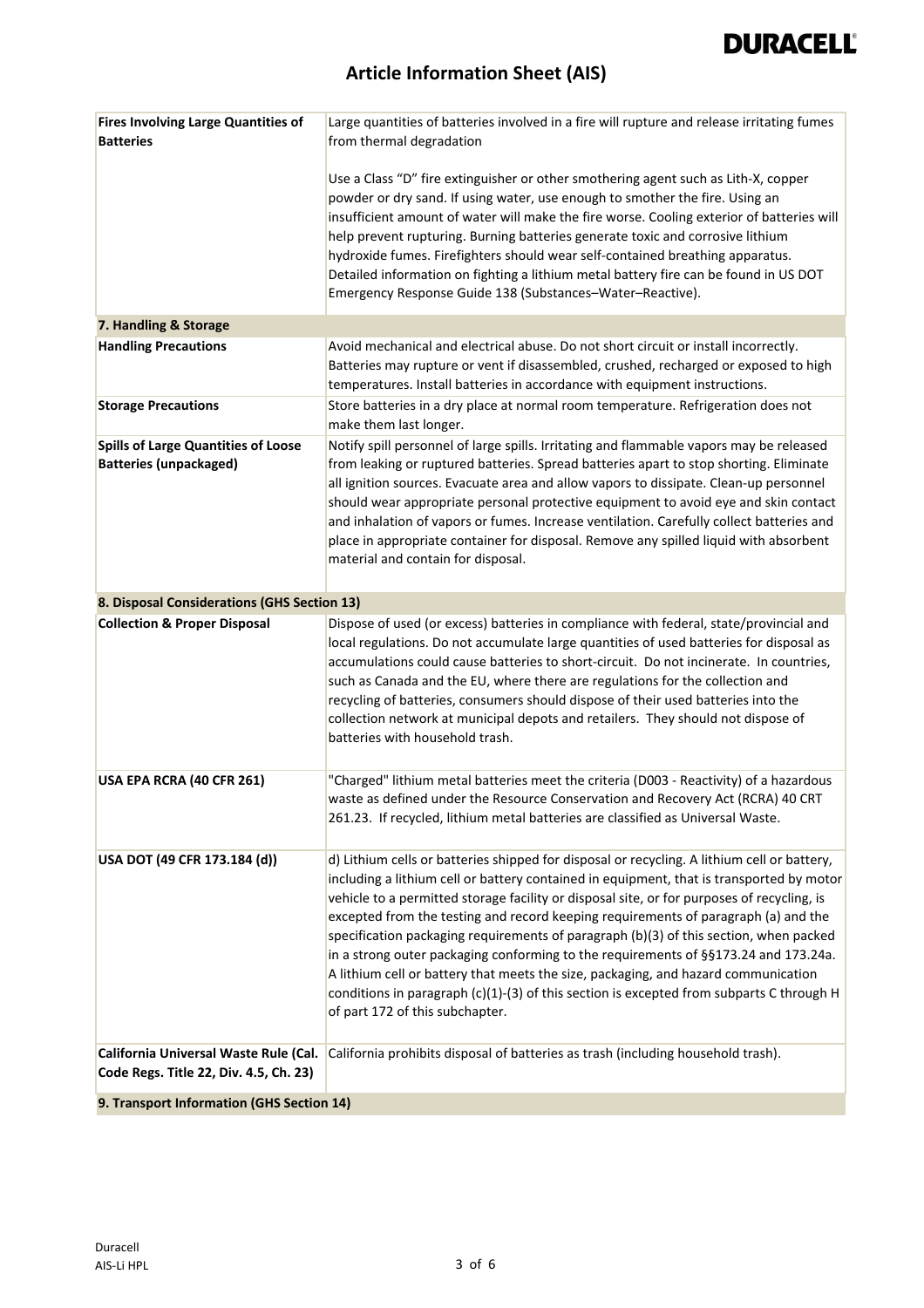| | |
|---|---|
| **Fires Involving Large Quantities of Batteries** | Large quantities of batteries involved in a fire will rupture and release irritating fumes from thermal degradation<br><br>Use a Class "D" fire extinguisher or other smothering agent such as Lith-X, copper powder or dry sand. If using water, use enough to smother the fire. Using an insufficient amount of water will make the fire worse. Cooling exterior of batteries will help prevent rupturing. Burning batteries generate toxic and corrosive lithium hydroxide fumes. Firefighters should wear self-contained breathing apparatus. Detailed information on fighting a lithium metal battery fire can be found in US DOT Emergency Response Guide 138 (Substances–Water–Reactive). |
| **7. Handling & Storage** | |
| **Handling Precautions** | Avoid mechanical and electrical abuse. Do not short circuit or install incorrectly. Batteries may rupture or vent if disassembled, crushed, recharged or exposed to high temperatures. Install batteries in accordance with equipment instructions. |
| **Storage Precautions** | Store batteries in a dry place at normal room temperature. Refrigeration does not make them last longer. |
| **Spills of Large Quantities of Loose Batteries (unpackaged)** | Notify spill personnel of large spills. Irritating and flammable vapors may be released from leaking or ruptured batteries. Spread batteries apart to stop shorting. Eliminate all ignition sources. Evacuate area and allow vapors to dissipate. Clean-up personnel should wear appropriate personal protective equipment to avoid eye and skin contact and inhalation of vapors or fumes. Increase ventilation. Carefully collect batteries and place in appropriate container for disposal. Remove any spilled liquid with absorbent material and contain for disposal. |
| **8. Disposal Considerations (GHS Section 13)** | |
| **Collection & Proper Disposal** | Dispose of used (or excess) batteries in compliance with federal, state/provincial and local regulations. Do not accumulate large quantities of used batteries for disposal as accumulations could cause batteries to short-circuit. Do not incinerate. In countries, such as Canada and the EU, where there are regulations for the collection and recycling of batteries, consumers should dispose of their used batteries into the collection network at municipal depots and retailers. They should not dispose of batteries with household trash. |
| **USA EPA RCRA (40 CFR 261)** | "Charged" lithium metal batteries meet the criteria (D003 - Reactivity) of a hazardous waste as defined under the Resource Conservation and Recovery Act (RCRA) 40 CRT 261.23. If recycled, lithium metal batteries are classified as Universal Waste. |
| **USA DOT (49 CFR 173.184 (d))** | d) Lithium cells or batteries shipped for disposal or recycling. A lithium cell or battery, including a lithium cell or battery contained in equipment, that is transported by motor vehicle to a permitted storage facility or disposal site, or for purposes of recycling, is excepted from the testing and record keeping requirements of paragraph (a) and the specification packaging requirements of paragraph (b)(3) of this section, when packed in a strong outer packaging conforming to the requirements of §§173.24 and 173.24a. A lithium cell or battery that meets the size, packaging, and hazard communication conditions in paragraph (c)(1)-(3) of this section is excepted from subparts C through H of part 172 of this subchapter. |
| **California Universal Waste Rule (Cal. Code Regs. Title 22, Div. 4.5, Ch. 23)** | California prohibits disposal of batteries as trash (including household trash). |
| **9. Transport Information (GHS Section 14)** | |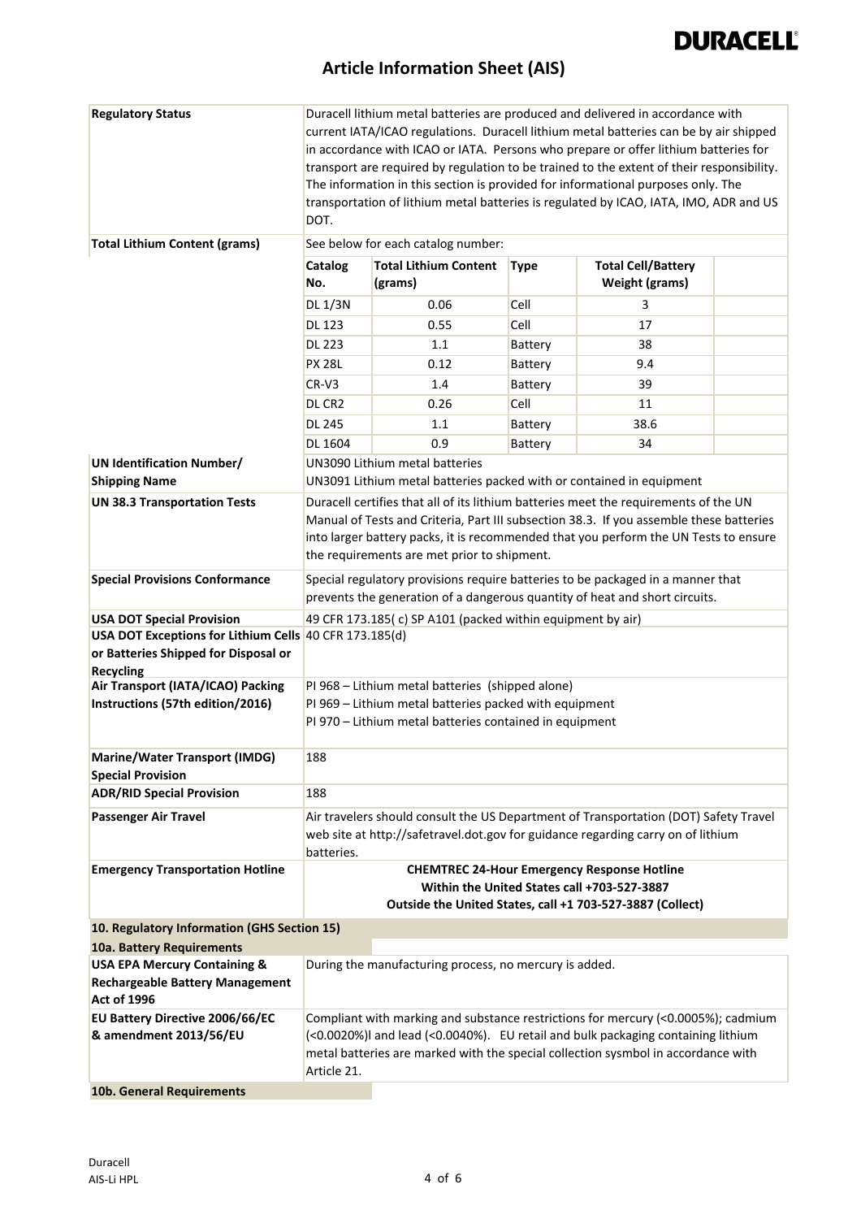# Article Information Sheet (AIS)

| | |
|---|---|
| **Regulatory Status** | Duracell lithium metal batteries are produced and delivered in accordance with current IATA/ICAO regulations. Duracell lithium metal batteries can be by air shipped in accordance with ICAO or IATA. Persons who prepare or offer lithium batteries for transport are required by regulation to be trained to the extent of their responsibility. The information in this section is provided for informational purposes only. The transportation of lithium metal batteries is regulated by ICAO, IATA, IMO, ADR and US DOT. |
| **Total Lithium Content (grams)** | See below for each catalog number: |

| Catalog No. | Total Lithium Content (grams) | Type | Total Cell/Battery Weight (grams) |
|---|---|---|---|
| DL 1/3N | 0.06 | Cell | 3 |
| DL 123 | 0.55 | Cell | 17 |
| DL 223 | 1.1 | Battery | 38 |
| PX 28L | 0.12 | Battery | 9.4 |
| CR-V3 | 1.4 | Battery | 39 |
| DL CR2 | 0.26 | Cell | 11 |
| DL 245 | 1.1 | Battery | 38.6 |
| DL 1604 | 0.9 | Battery | 34 |

| | |
|---|---|
| **UN Identification Number/ Shipping Name** | UN3090 Lithium metal batteries<br>UN3091 Lithium metal batteries packed with or contained in equipment |
| **UN 38.3 Transportation Tests** | Duracell certifies that all of its lithium batteries meet the requirements of the UN Manual of Tests and Criteria, Part III subsection 38.3. If you assemble these batteries into larger battery packs, it is recommended that you perform the UN Tests to ensure the requirements are met prior to shipment. |
| **Special Provisions Conformance** | Special regulatory provisions require batteries to be packaged in a manner that prevents the generation of a dangerous quantity of heat and short circuits. |
| **USA DOT Special Provision** | 49 CFR 173.185( c) SP A101 (packed within equipment by air) |
| **USA DOT Exceptions for Lithium Cells or Batteries Shipped for Disposal or Recycling** | 40 CFR 173.185(d) |
| **Air Transport (IATA/ICAO) Packing Instructions (57th edition/2016)** | PI 968 – Lithium metal batteries (shipped alone)<br>PI 969 – Lithium metal batteries packed with equipment<br>PI 970 – Lithium metal batteries contained in equipment |
| **Marine/Water Transport (IMDG) Special Provision** | 188 |
| **ADR/RID Special Provision** | 188 |
| **Passenger Air Travel** | Air travelers should consult the US Department of Transportation (DOT) Safety Travel web site at http://safetravel.dot.gov for guidance regarding carry on of lithium batteries. |
| **Emergency Transportation Hotline** | **CHEMTREC 24-Hour Emergency Response Hotline**<br>**Within the United States call +703-527-3887**<br>**Outside the United States, call +1 703-527-3887 (Collect)** |

## 10. Regulatory Information (GHS Section 15)

### 10a. Battery Requirements

| | |
|---|---|
| **USA EPA Mercury Containing & Rechargeable Battery Management Act of 1996** | During the manufacturing process, no mercury is added. |
| **EU Battery Directive 2006/66/EC & amendment 2013/56/EU** | Compliant with marking and substance restrictions for mercury (<0.0005%); cadmium (<0.0020%)l and lead (<0.0040%). EU retail and bulk packaging containing lithium metal batteries are marked with the special collection sysmbol in accordance with Article 21. |

### 10b. General Requirements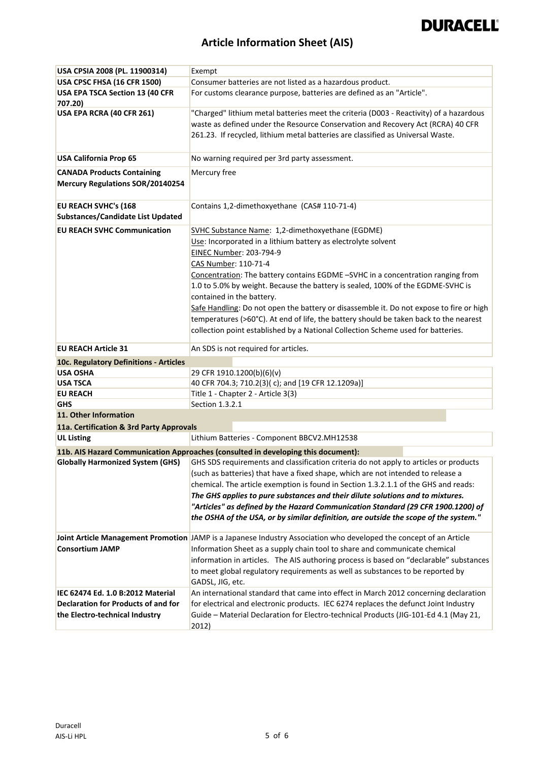# Article Information Sheet (AIS)

| | |
|---|---|
| **USA CPSIA 2008 (PL. 11900314)** | Exempt |
| **USA CPSC FHSA (16 CFR 1500)** | Consumer batteries are not listed as a hazardous product. |
| **USA EPA TSCA Section 13 (40 CFR 707.20)** | For customs clearance purpose, batteries are defined as an "Article". |
| **USA EPA RCRA (40 CFR 261)** | "Charged" lithium metal batteries meet the criteria (D003 - Reactivity) of a hazardous waste as defined under the Resource Conservation and Recovery Act (RCRA) 40 CFR 261.23. If recycled, lithium metal batteries are classified as Universal Waste. |
| **USA California Prop 65** | No warning required per 3rd party assessment. |
| **CANADA Products Containing Mercury Regulations SOR/20140254** | Mercury free |
| **EU REACH SVHC's (168 Substances/Candidate List Updated** | Contains 1,2-dimethoxyethane (CAS# 110-71-4) |
| **EU REACH SVHC Communication** | SVHC Substance Name: 1,2-dimethoxyethane (EGDME)<br>Use: Incorporated in a lithium battery as electrolyte solvent<br>EINEC Number: 203-794-9<br>CAS Number: 110-71-4<br>Concentration: The battery contains EGDME –SVHC in a concentration ranging from 1.0 to 5.0% by weight. Because the battery is sealed, 100% of the EGDME-SVHC is contained in the battery.<br>Safe Handling: Do not open the battery or disassemble it. Do not expose to fire or high temperatures (>60°C). At end of life, the battery should be taken back to the nearest collection point established by a National Collection Scheme used for batteries. |
| **EU REACH Article 31** | An SDS is not required for articles. |

**10c. Regulatory Definitions - Articles**

| | |
|---|---|
| **USA OSHA** | 29 CFR 1910.1200(b)(6)(v) |
| **USA TSCA** | 40 CFR 704.3; 710.2(3)( c); and [19 CFR 12.1209a)] |
| **EU REACH** | Title 1 - Chapter 2 - Article 3(3) |
| **GHS** | Section 1.3.2.1 |

## 11. Other Information

**11a. Certification & 3rd Party Approvals**

| | |
|---|---|
| **UL Listing** | Lithium Batteries - Component BBCV2.MH12538 |

**11b. AIS Hazard Communication Approaches (consulted in developing this document):**

| | |
|---|---|
| **Globally Harmonized System (GHS)** | GHS SDS requirements and classification criteria do not apply to articles or products (such as batteries) that have a fixed shape, which are not intended to release a chemical. The article exemption is found in Section 1.3.2.1.1 of the GHS and reads: ***The GHS applies to pure substances and their dilute solutions and to mixtures. "Articles" as defined by the Hazard Communication Standard (29 CFR 1900.1200) of the OSHA of the USA, or by similar definition, are outside the scope of the system."*** |
| **Joint Article Management Promotion Consortium JAMP** | JAMP is a Japanese Industry Association who developed the concept of an Article Information Sheet as a supply chain tool to share and communicate chemical information in articles. The AIS authoring process is based on "declarable" substances to meet global regulatory requirements as well as substances to be reported by GADSL, JIG, etc. |
| **IEC 62474 Ed. 1.0 B:2012 Material Declaration for Products of and for the Electro-technical Industry** | An international standard that came into effect in March 2012 concerning declaration for electrical and electronic products. IEC 6274 replaces the defunct Joint Industry Guide – Material Declaration for Electro-technical Products (JIG-101-Ed 4.1 (May 21, 2012) |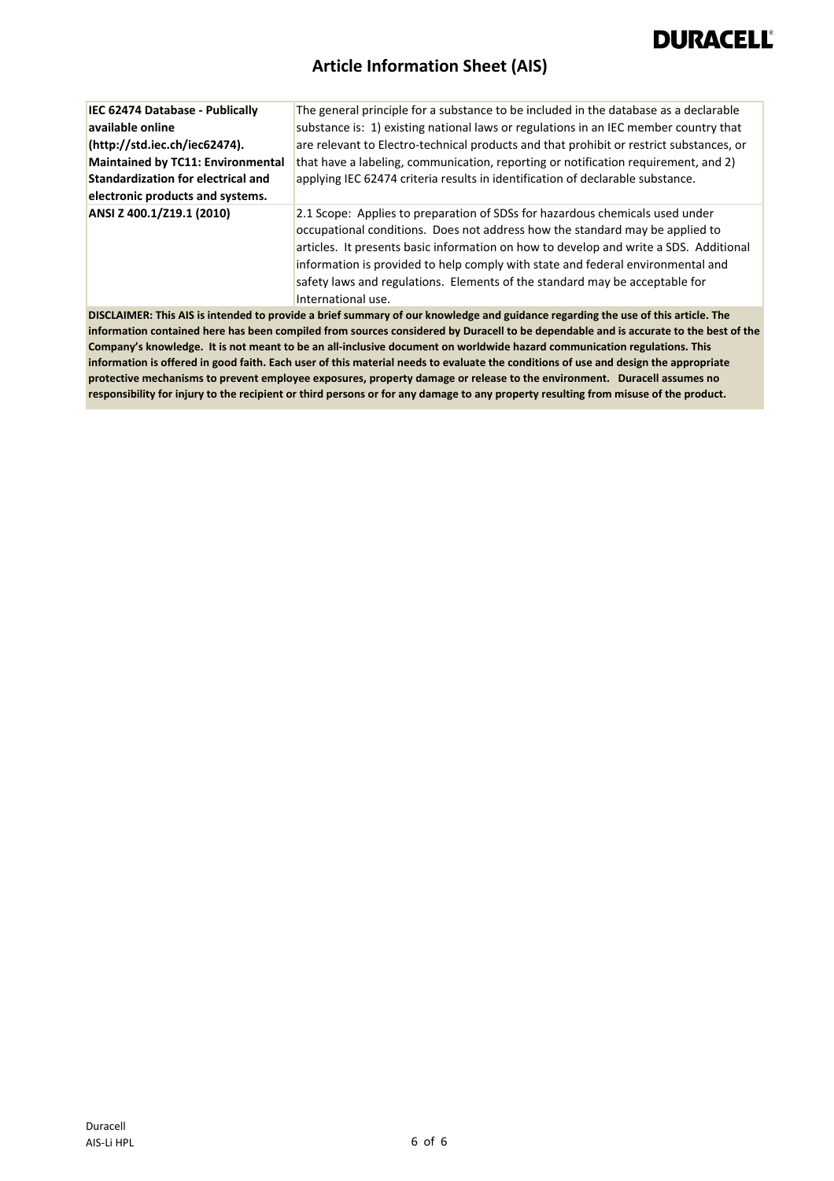| | |
|---|---|
| **IEC 62474 Database - Publically available online (http://std.iec.ch/iec62474). Maintained by TC11: Environmental Standardization for electrical and electronic products and systems.** | The general principle for a substance to be included in the database as a declarable substance is: 1) existing national laws or regulations in an IEC member country that are relevant to Electro-technical products and that prohibit or restrict substances, or that have a labeling, communication, reporting or notification requirement, and 2) applying IEC 62474 criteria results in identification of declarable substance. |
| **ANSI Z 400.1/Z19.1 (2010)** | 2.1 Scope: Applies to preparation of SDSs for hazardous chemicals used under occupational conditions. Does not address how the standard may be applied to articles. It presents basic information on how to develop and write a SDS. Additional information is provided to help comply with state and federal environmental and safety laws and regulations. Elements of the standard may be acceptable for International use. |

**DISCLAIMER: This AIS is intended to provide a brief summary of our knowledge and guidance regarding the use of this article. The information contained here has been compiled from sources considered by Duracell to be dependable and is accurate to the best of the Company's knowledge. It is not meant to be an all-inclusive document on worldwide hazard communication regulations. This information is offered in good faith. Each user of this material needs to evaluate the conditions of use and design the appropriate protective mechanisms to prevent employee exposures, property damage or release to the environment. Duracell assumes no responsibility for injury to the recipient or third persons or for any damage to any property resulting from misuse of the product.**